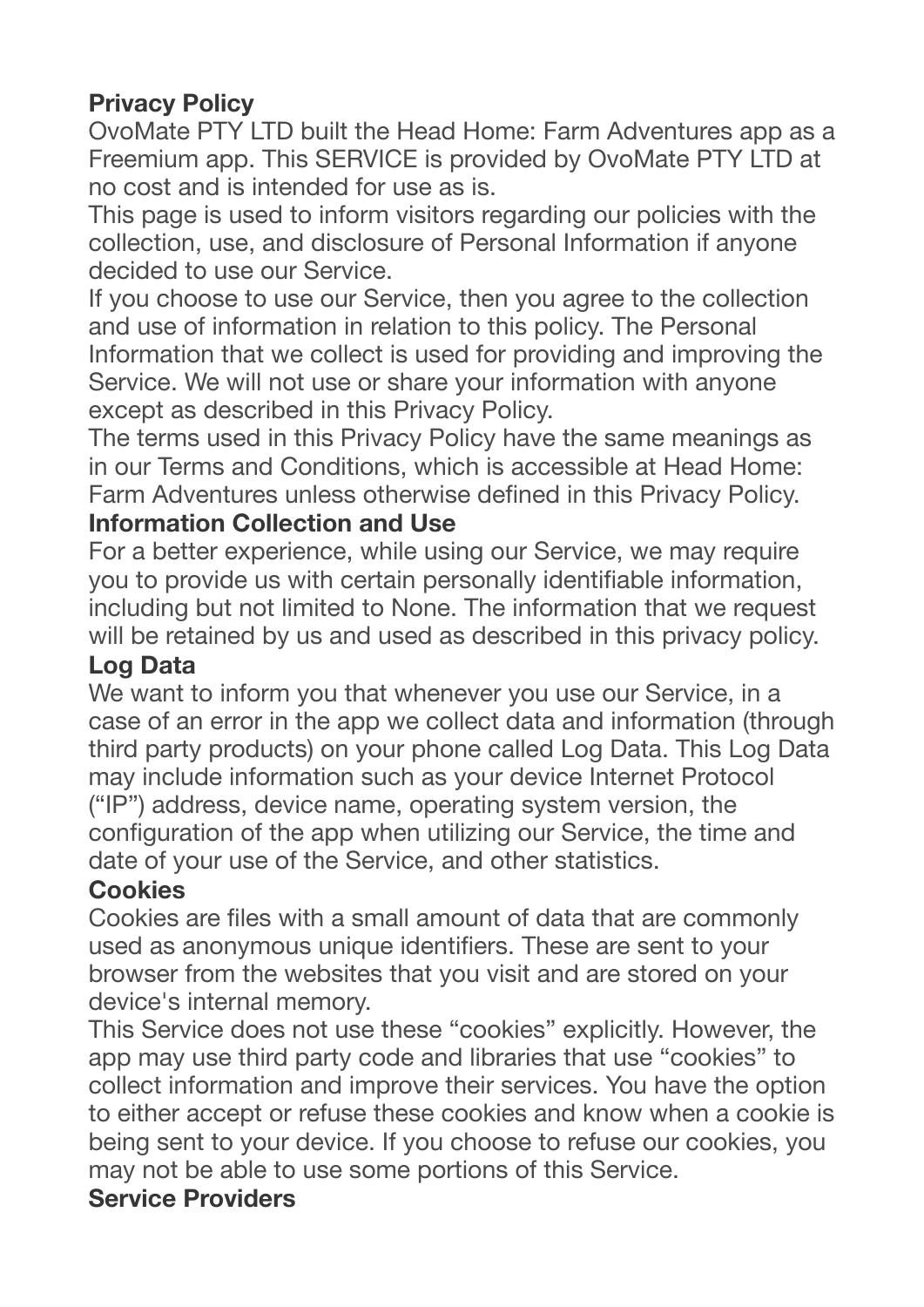# Privacy Policy

OvoMate PTY LTD built the Head Home: Farm Adventures app as a Freemium app. This SERVICE is provided by OvoMate PTY LTD at no cost and is intended for use as is.

This page is used to inform visitors regarding our policies with the collection, use, and disclosure of Personal Information if anyone decided to use our Service.

If you choose to use our Service, then you agree to the collection and use of information in relation to this policy. The Personal Information that we collect is used for providing and improving the Service. We will not use or share your information with anyone except as described in this Privacy Policy.

The terms used in this Privacy Policy have the same meanings as in our Terms and Conditions, which is accessible at Head Home: Farm Adventures unless otherwise defined in this Privacy Policy.

## Information Collection and Use

For a better experience, while using our Service, we may require you to provide us with certain personally identifiable information, including but not limited to None. The information that we request will be retained by us and used as described in this privacy policy.

## Log Data

We want to inform you that whenever you use our Service, in a case of an error in the app we collect data and information (through third party products) on your phone called Log Data. This Log Data may include information such as your device Internet Protocol ("IP") address, device name, operating system version, the configuration of the app when utilizing our Service, the time and date of your use of the Service, and other statistics.

## Cookies

Cookies are files with a small amount of data that are commonly used as anonymous unique identifiers. These are sent to your browser from the websites that you visit and are stored on your device's internal memory.

This Service does not use these "cookies" explicitly. However, the app may use third party code and libraries that use "cookies" to collect information and improve their services. You have the option to either accept or refuse these cookies and know when a cookie is being sent to your device. If you choose to refuse our cookies, you may not be able to use some portions of this Service.

## Service Providers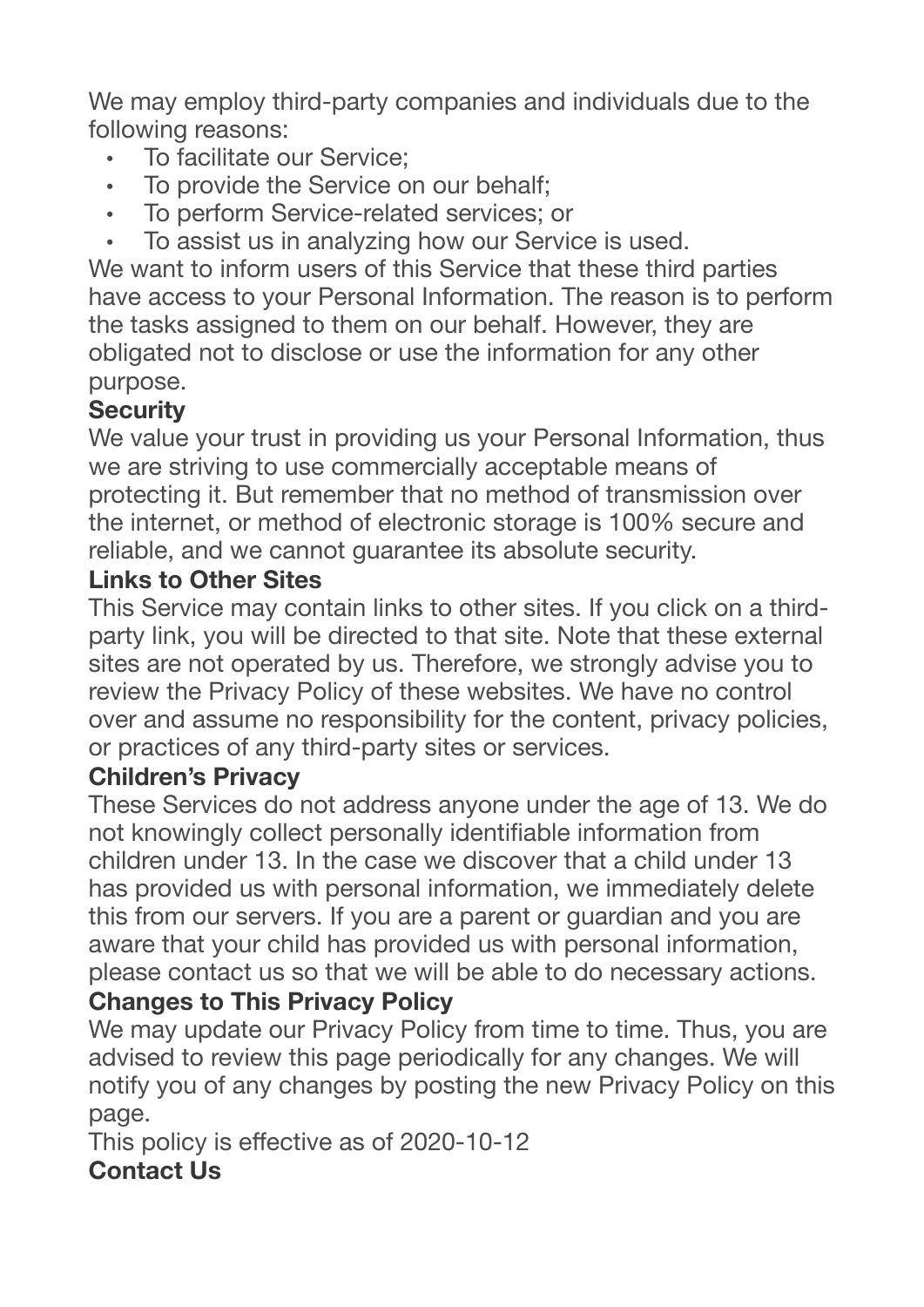We may employ third-party companies and individuals due to the following reasons:

- To facilitate our Service;
- To provide the Service on our behalf;
- To perform Service-related services; or
- To assist us in analyzing how our Service is used.

We want to inform users of this Service that these third parties have access to your Personal Information. The reason is to perform the tasks assigned to them on our behalf. However, they are obligated not to disclose or use the information for any other purpose.

**Security**

We value your trust in providing us your Personal Information, thus we are striving to use commercially acceptable means of protecting it. But remember that no method of transmission over the internet, or method of electronic storage is 100% secure and reliable, and we cannot guarantee its absolute security.

**Links to Other Sites**

This Service may contain links to other sites. If you click on a third-party link, you will be directed to that site. Note that these external sites are not operated by us. Therefore, we strongly advise you to review the Privacy Policy of these websites. We have no control over and assume no responsibility for the content, privacy policies, or practices of any third-party sites or services.

**Children's Privacy**

These Services do not address anyone under the age of 13. We do not knowingly collect personally identifiable information from children under 13. In the case we discover that a child under 13 has provided us with personal information, we immediately delete this from our servers. If you are a parent or guardian and you are aware that your child has provided us with personal information, please contact us so that we will be able to do necessary actions.

**Changes to This Privacy Policy**

We may update our Privacy Policy from time to time. Thus, you are advised to review this page periodically for any changes. We will notify you of any changes by posting the new Privacy Policy on this page.

This policy is effective as of 2020-10-12

**Contact Us**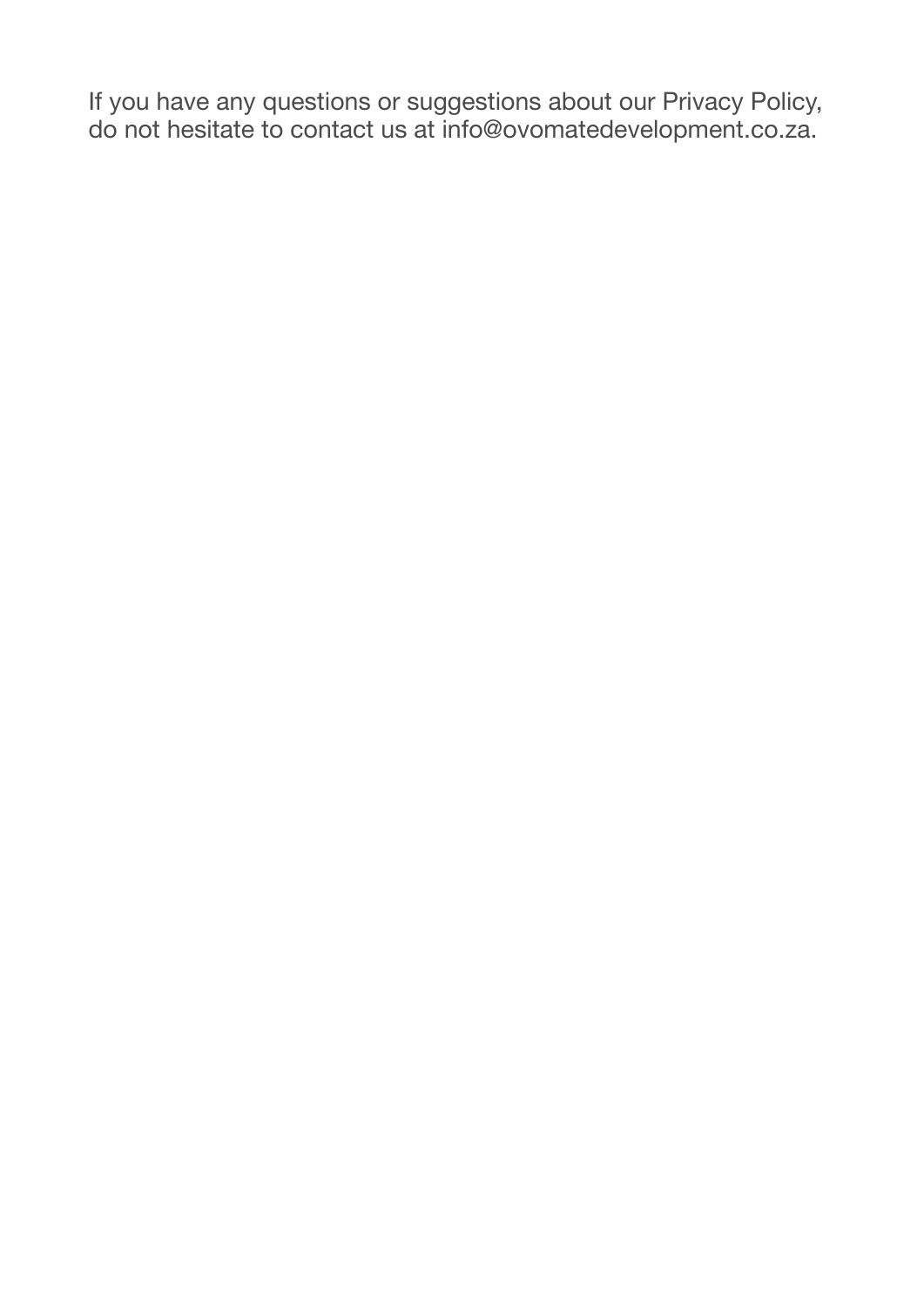If you have any questions or suggestions about our Privacy Policy, do not hesitate to contact us at info@ovomatedevelopment.co.za.